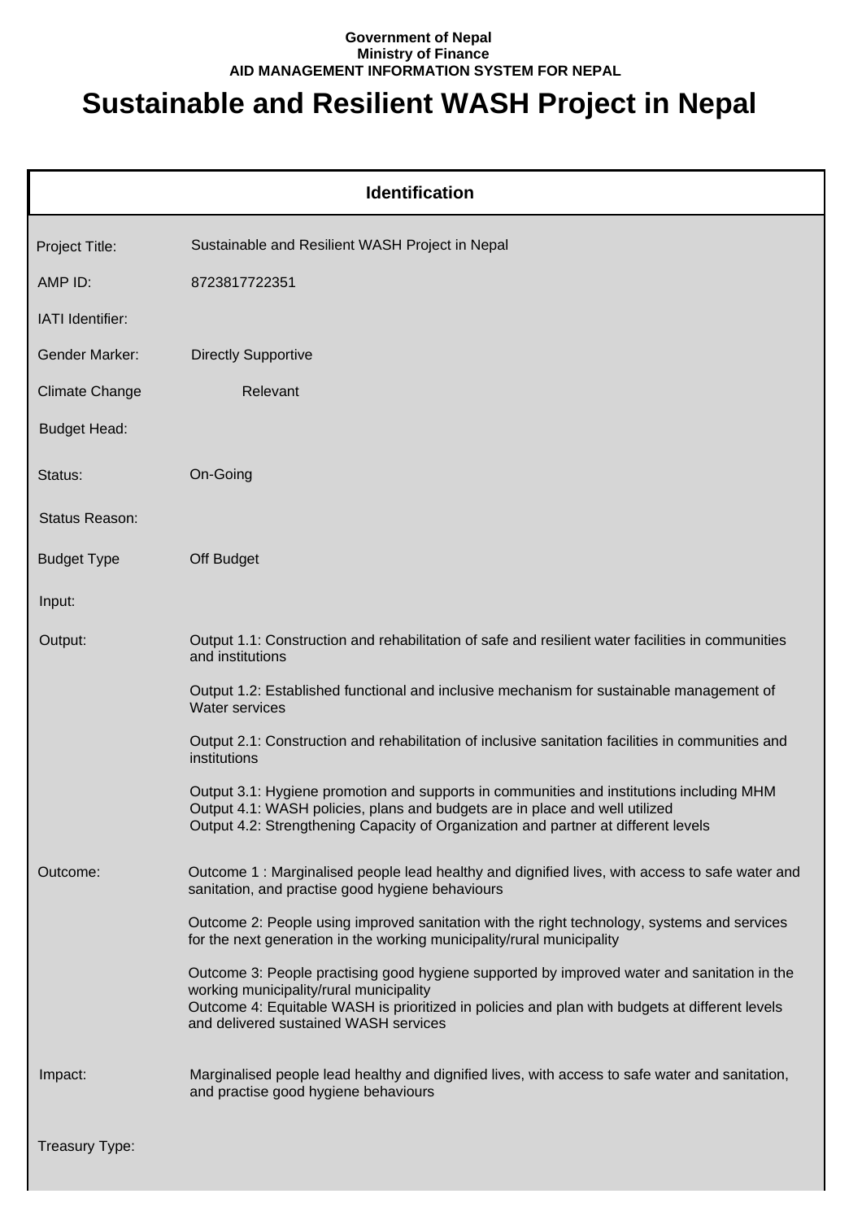**Government of Nepal**
**Ministry of Finance**
**AID MANAGEMENT INFORMATION SYSTEM FOR NEPAL**

# Sustainable and Resilient WASH Project in Nepal

## Identification

| | |
|---|---|
| Project Title: | Sustainable and Resilient WASH Project in Nepal |
| AMP ID: | 8723817722351 |
| IATI Identifier: | |
| Gender Marker: | Directly Supportive |
| Climate Change | Relevant |
| Budget Head: | |
| Status: | On-Going |
| Status Reason: | |
| Budget Type | Off Budget |
| Input: | |
| Output: | Output 1.1: Construction and rehabilitation of safe and resilient water facilities in communities and institutions<br><br>Output 1.2: Established functional and inclusive mechanism for sustainable management of Water services<br><br>Output 2.1: Construction and rehabilitation of inclusive sanitation facilities in communities and institutions<br><br>Output 3.1: Hygiene promotion and supports in communities and institutions including MHM<br>Output 4.1: WASH policies, plans and budgets are in place and well utilized<br>Output 4.2: Strengthening Capacity of Organization and partner at different levels |
| Outcome: | Outcome 1 : Marginalised people lead healthy and dignified lives, with access to safe water and sanitation, and practise good hygiene behaviours<br><br>Outcome 2: People using improved sanitation with the right technology, systems and services for the next generation in the working municipality/rural municipality<br><br>Outcome 3: People practising good hygiene supported by improved water and sanitation in the working municipality/rural municipality<br>Outcome 4: Equitable WASH is prioritized in policies and plan with budgets at different levels and delivered sustained WASH services |
| Impact: | Marginalised people lead healthy and dignified lives, with access to safe water and sanitation, and practise good hygiene behaviours |
| Treasury Type: | |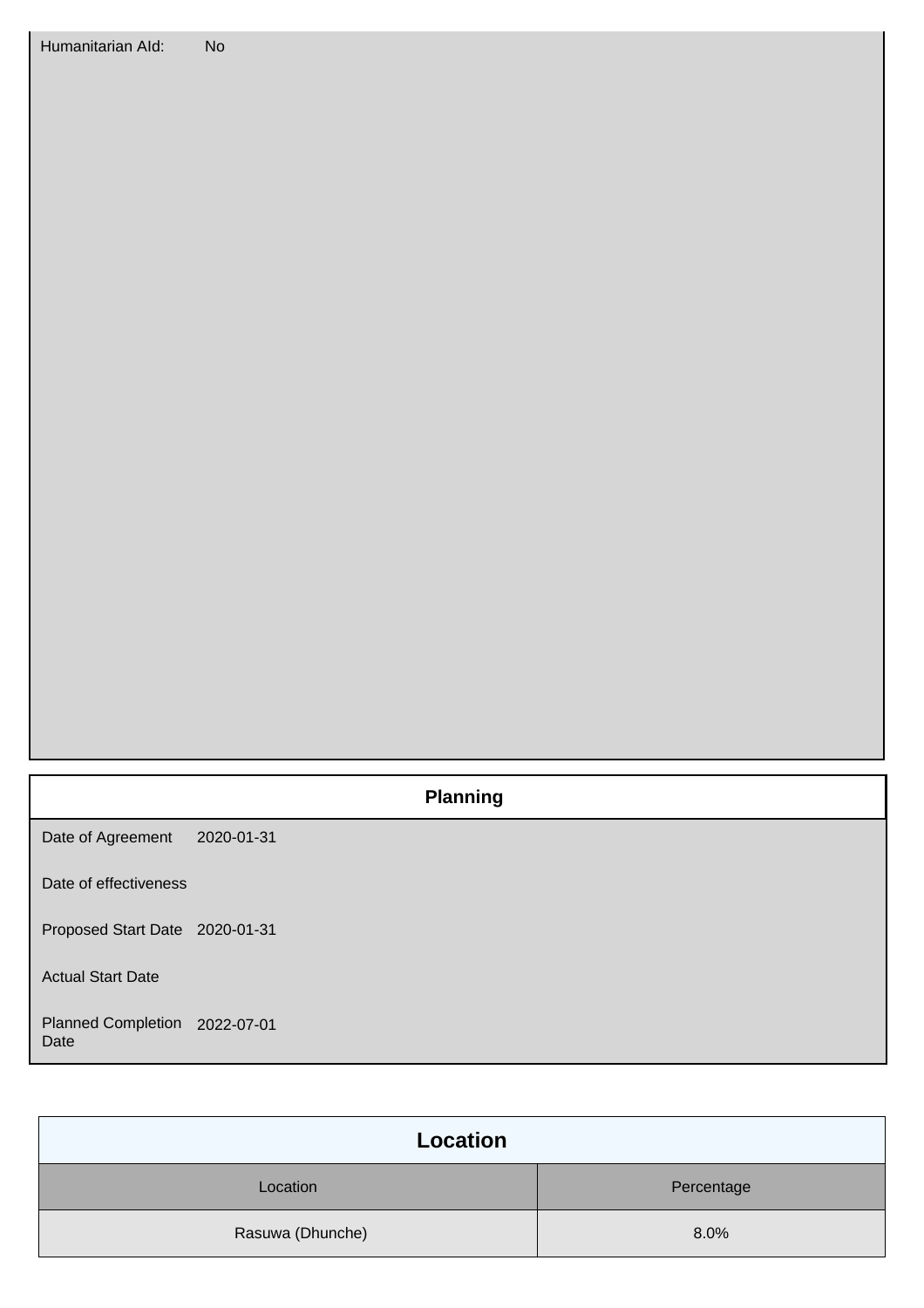Humanitarian AId: No

## Planning

| | |
|---|---|
| Date of Agreement | 2020-01-31 |
| Date of effectiveness | |
| Proposed Start Date | 2020-01-31 |
| Actual Start Date | |
| Planned Completion Date | 2022-07-01 |

## Location

| Location | Percentage |
|---|---|
| Rasuwa (Dhunche) | 8.0% |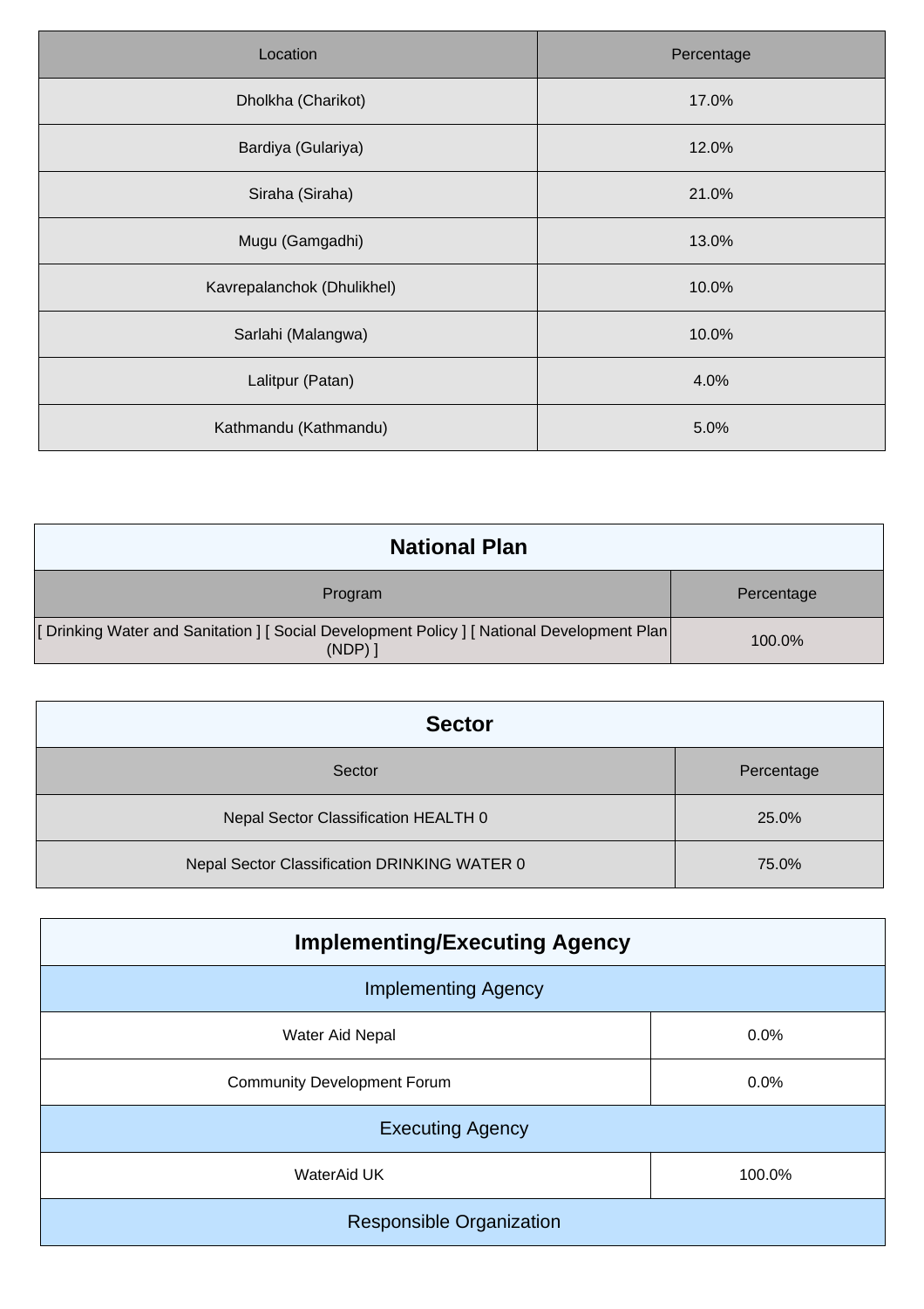| Location | Percentage |
| --- | --- |
| Dholkha (Charikot) | 17.0% |
| Bardiya (Gulariya) | 12.0% |
| Siraha (Siraha) | 21.0% |
| Mugu (Gamgadhi) | 13.0% |
| Kavrepalanchok (Dhulikhel) | 10.0% |
| Sarlahi (Malangwa) | 10.0% |
| Lalitpur (Patan) | 4.0% |
| Kathmandu (Kathmandu) | 5.0% |

## National Plan

| Program | Percentage |
| --- | --- |
| [ Drinking Water and Sanitation ] [ Social Development Policy ] [ National Development Plan (NDP) ] | 100.0% |

## Sector

| Sector | Percentage |
| --- | --- |
| Nepal Sector Classification HEALTH 0 | 25.0% |
| Nepal Sector Classification DRINKING WATER 0 | 75.0% |

## Implementing/Executing Agency

| Implementing Agency | |
| --- | --- |
| Water Aid Nepal | 0.0% |
| Community Development Forum | 0.0% |
| **Executing Agency** | |
| WaterAid UK | 100.0% |
| **Responsible Organization** | |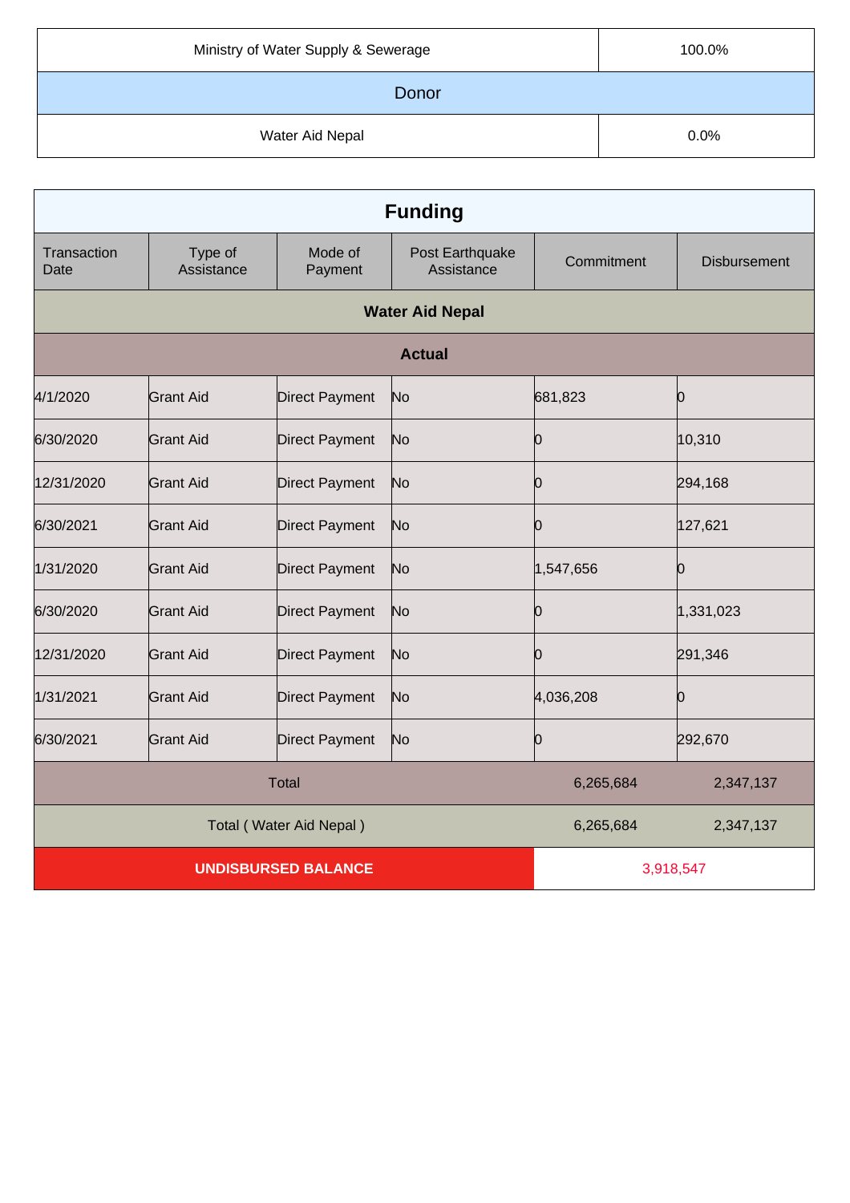| Ministry of Water Supply & Sewerage | 100.0% |
|---|---|
| **Donor** | |
| Water Aid Nepal | 0.0% |

## Funding

| Transaction Date | Type of Assistance | Mode of Payment | Post Earthquake Assistance | Commitment | Disbursement |
|---|---|---|---|---|---|
| **Water Aid Nepal** | | | | | |
| **Actual** | | | | | |
| 4/1/2020 | Grant Aid | Direct Payment | No | 681,823 | 0 |
| 6/30/2020 | Grant Aid | Direct Payment | No | 0 | 10,310 |
| 12/31/2020 | Grant Aid | Direct Payment | No | 0 | 294,168 |
| 6/30/2021 | Grant Aid | Direct Payment | No | 0 | 127,621 |
| 1/31/2020 | Grant Aid | Direct Payment | No | 1,547,656 | 0 |
| 6/30/2020 | Grant Aid | Direct Payment | No | 0 | 1,331,023 |
| 12/31/2020 | Grant Aid | Direct Payment | No | 0 | 291,346 |
| 1/31/2021 | Grant Aid | Direct Payment | No | 4,036,208 | 0 |
| 6/30/2021 | Grant Aid | Direct Payment | No | 0 | 292,670 |
| Total | | | | 6,265,684 | 2,347,137 |
| Total ( Water Aid Nepal ) | | | | 6,265,684 | 2,347,137 |
| **UNDISBURSED BALANCE** | | | | 3,918,547 | |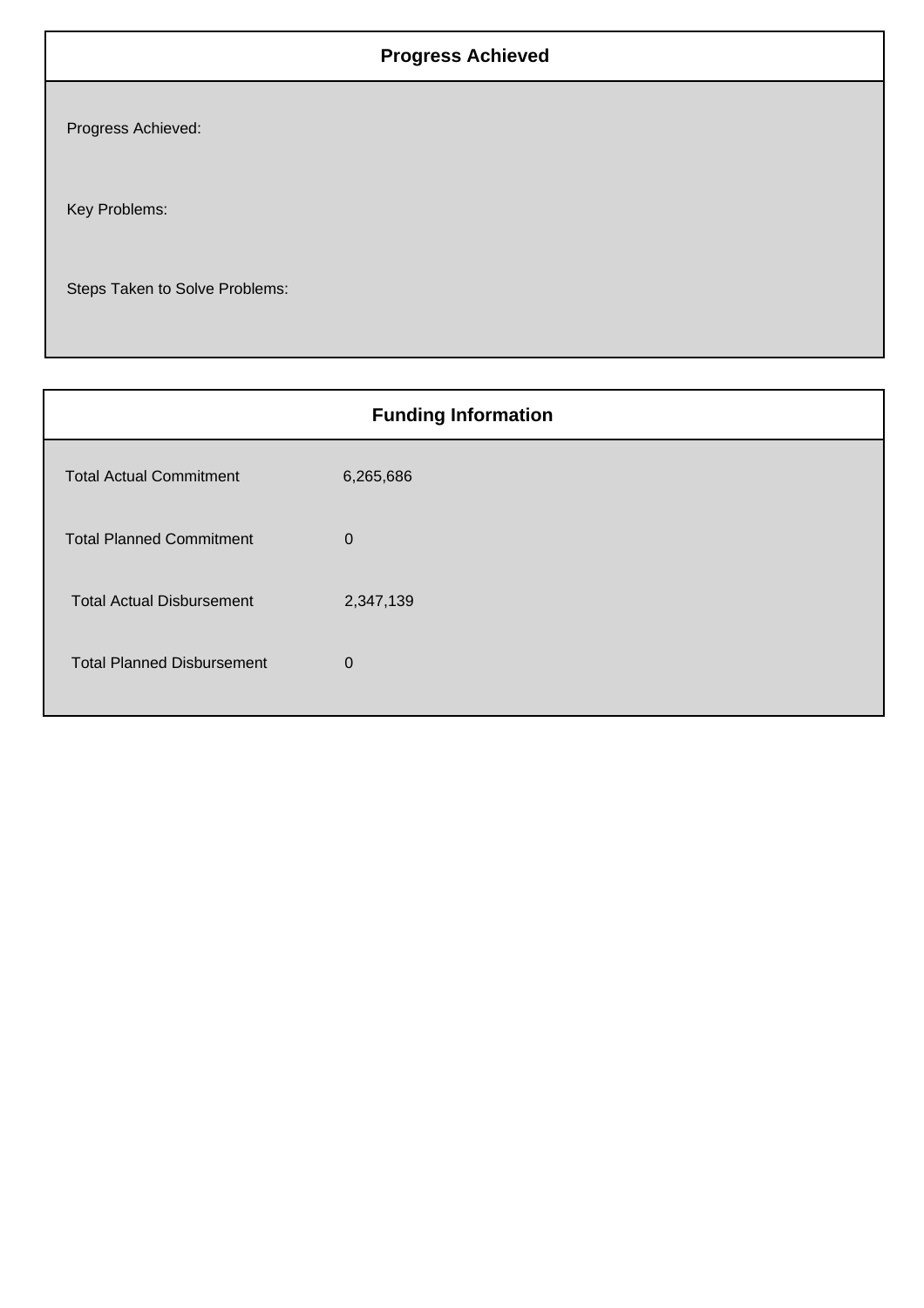## Progress Achieved

Progress Achieved:

Key Problems:

Steps Taken to Solve Problems:

## Funding Information

| | |
|---|---|
| Total Actual Commitment | 6,265,686 |
| Total Planned Commitment | 0 |
| Total Actual Disbursement | 2,347,139 |
| Total Planned Disbursement | 0 |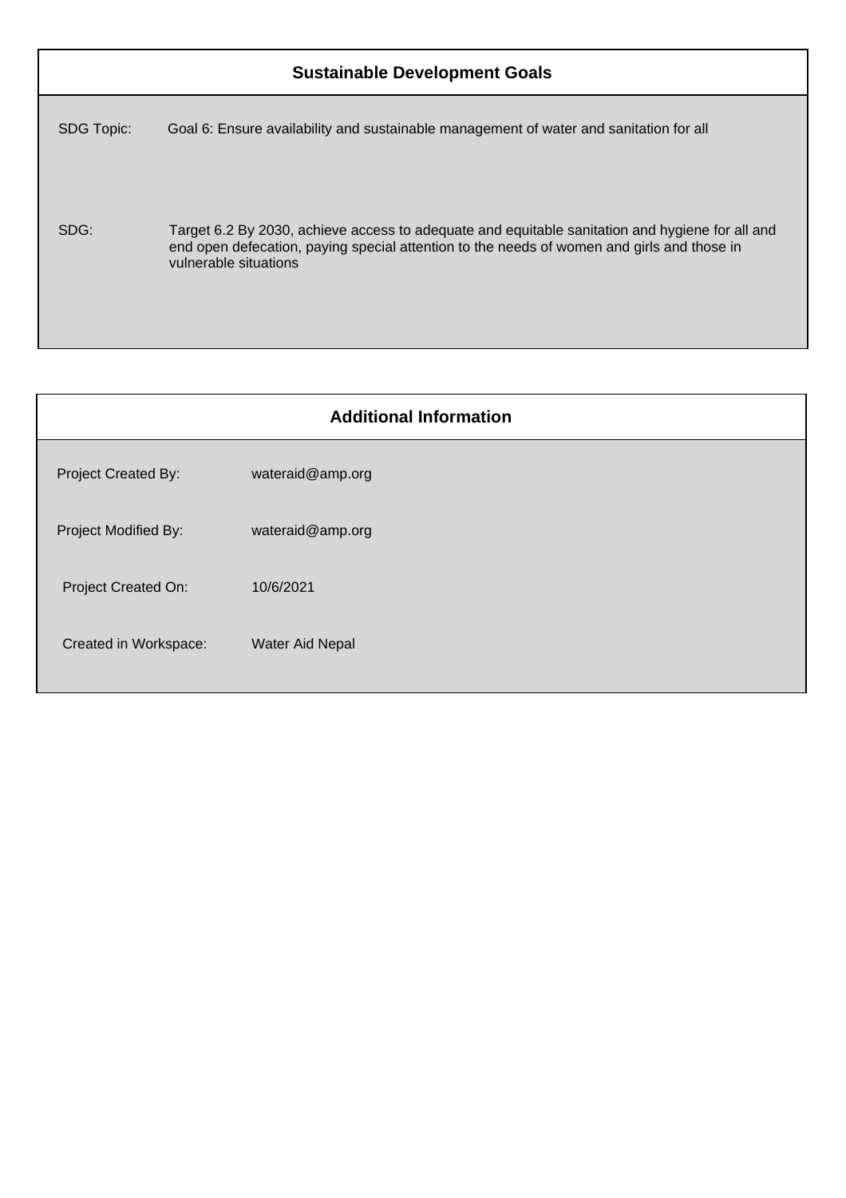## Sustainable Development Goals

| | |
|---|---|
| SDG Topic: | Goal 6: Ensure availability and sustainable management of water and sanitation for all |
| SDG: | Target 6.2 By 2030, achieve access to adequate and equitable sanitation and hygiene for all and end open defecation, paying special attention to the needs of women and girls and those in vulnerable situations |

## Additional Information

| | |
|---|---|
| Project Created By: | wateraid@amp.org |
| Project Modified By: | wateraid@amp.org |
| Project Created On: | 10/6/2021 |
| Created in Workspace: | Water Aid Nepal |